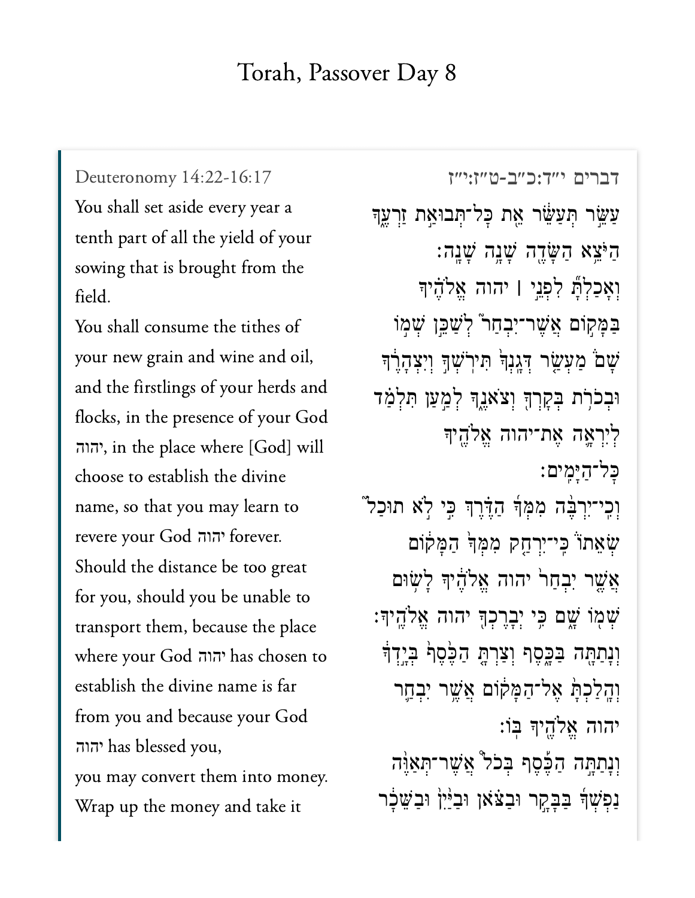# Torah, Passover Day 8

Deuteronomy 14:22-16:17

You shall set aside every year a tenth part of all the yield of your sowing that is brought from the field.

You shall consume the tithes of your new grain and wine and oil, and the firstlings of your herds and flocks, in the presence of your God יהוה, in the place where [God] will choose to establish the divine name, so that you may learn to revere your God יהוה forever.

Should the distance be too great for you, should you be unable to transport them, because the place where your God יהוה has chosen to establish the divine name is far from you and because your God יהוה has blessed you,

you may convert them into money. Wrap up the money and take it

דברים י״ד:כ״ב-ט״ז:י״ז

עַשֵּׂ֣ר תְּעַשֵּׂ֔ר אֵ֖ת כׇּל־תְּבוּאַ֣ת זַרְעֶ֑ךָ הַיֹּצֵ֥א הַשָּׂדֶ֖ה שָׁנָ֥ה שָׁנָֽה׃

וְאָכַלְתָּ֞ לִפְנֵ֣י ׀ יהוה אֱלֹהֶ֗יךָ בַּמָּק֣וֹם אֲשֶׁר־יִבְחַר֮ לְשַׁכֵּ֣ן שְׁמ֣וֹ שָׁם֒ מַעְשַׂ֤ר דְּגָֽנְךָ֙ תִּירֹֽשְׁךָ֣ וְיִצְהָרֶ֔ךָ וּבְכֹרֹ֥ת בְּקָרְךָ֖ וְצֹאנֶ֑ךָ לְמַ֣עַן תִּלְמַ֗ד לְיִרְאָ֛ה אֶת־יהוה אֱלֹהֶ֖יךָ כׇּל־הַיָּמִֽים׃

וְכִֽי־יִרְבֶּ֨ה מִמְּךָ֜ הַדֶּ֗רֶךְ כִּ֣י לֹ֣א תוּכַל֮ שְׂאֵתוֹ֒ כִּֽי־יִרְחַ֤ק מִמְּךָ֙ הַמָּק֔וֹם אֲשֶׁ֤ר יִבְחַר֙ יהוה אֱלֹהֶ֔יךָ לָשׂ֥וּם שְׁמ֖וֹ שָׁ֑ם כִּ֥י יְבָרֶכְךָ֖ יהוה אֱלֹהֶֽיךָ׃

וְנָתַתָּ֖ה בַּכָּ֑סֶף וְצַרְתָּ֤ הַכֶּ֙סֶף֙ בְּיָ֣דְךָ֔ וְהָלַכְתָּ֙ אֶל־הַמָּק֔וֹם אֲשֶׁ֥ר יִבְחַ֛ר יהוה אֱלֹהֶ֖יךָ בּֽוֹ׃

וְנָתַתָּ֣ה הַכֶּ֡סֶף בְּכֹל֩ אֲשֶׁר־תְּאַוֶּ֨ה נַפְשְׁךָ֜ בַּבָּקָ֣ר וּבַצֹּ֗אן וּבַיַּ֙יִן֙ וּבַשֵּׁכָ֔ר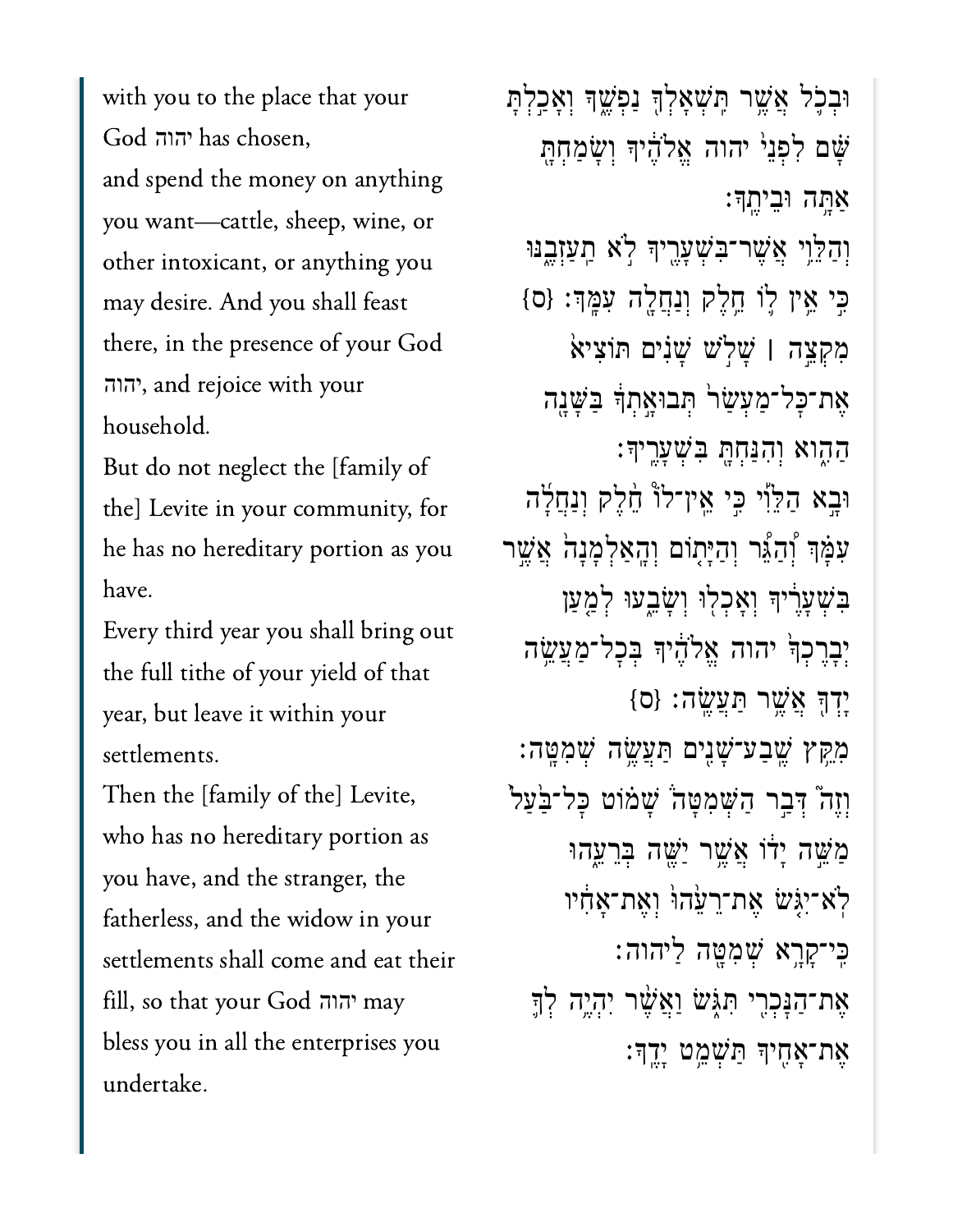with you to the place that your God יהוה has chosen,
and spend the money on anything you want—cattle, sheep, wine, or other intoxicant, or anything you may desire. And you shall feast there, in the presence of your God יהוה, and rejoice with your household.

But do not neglect the [family of the] Levite in your community, for he has no hereditary portion as you have.

Every third year you shall bring out the full tithe of your yield of that year, but leave it within your settlements.

Then the [family of the] Levite, who has no hereditary portion as you have, and the stranger, the fatherless, and the widow in your settlements shall come and eat their fill, so that your God יהוה may bless you in all the enterprises you undertake.

וּבְכֹל אֲשֶׁר תִּשְׁאָלְךָ נַפְשֶׁךָ וְאָכַלְתָּ שָּׁם לִפְנֵי יהוה אֱלֹהֶיךָ וְשָׂמַחְתָּ אַתָּה וּבֵיתֶךָ׃

וְהַלֵּוִי אֲשֶׁר־בִּשְׁעָרֶיךָ לֹא תַעַזְבֶנּוּ כִּי אֵין לוֹ חֵלֶק וְנַחֲלָה עִמָּךְ׃ {ס}

מִקְצֵה ׀ שָׁלֹשׁ שָׁנִים תּוֹצִיא אֶת־כָּל־מַעְשַׂר תְּבוּאָתְךָ בַּשָּׁנָה הַהִוא וְהִנַּחְתָּ בִּשְׁעָרֶיךָ׃

וּבָא הַלֵּוִי כִּי אֵין־לוֹ חֵלֶק וְנַחֲלָה עִמָּךְ וְהַגֵּר וְהַיָּתוֹם וְהָאַלְמָנָה אֲשֶׁר בִּשְׁעָרֶיךָ וְאָכְלוּ וְשָׂבֵעוּ לְמַעַן יְבָרֶכְךָ יהוה אֱלֹהֶיךָ בְּכָל־מַעֲשֵׂה יָדְךָ אֲשֶׁר תַּעֲשֶׂה׃ {ס}

מִקֵּץ שֶׁבַע־שָׁנִים תַּעֲשֶׂה שְׁמִטָּה׃

וְזֶה דְּבַר הַשְּׁמִטָּה שָׁמוֹט כָּל־בַּעַל מַשֵּׁה יָדוֹ אֲשֶׁר יַשֶּׁה בְּרֵעֵהוּ לֹא־יִגֹּשׂ אֶת־רֵעֵהוּ וְאֶת־אָחִיו כִּי־קָרָא שְׁמִטָּה לַיהוה׃

אֶת־הַנָּכְרִי תִּגֹּשׂ וַאֲשֶׁר יִהְיֶה לְךָ אֶת־אָחִיךָ תַּשְׁמֵט יָדֶךָ׃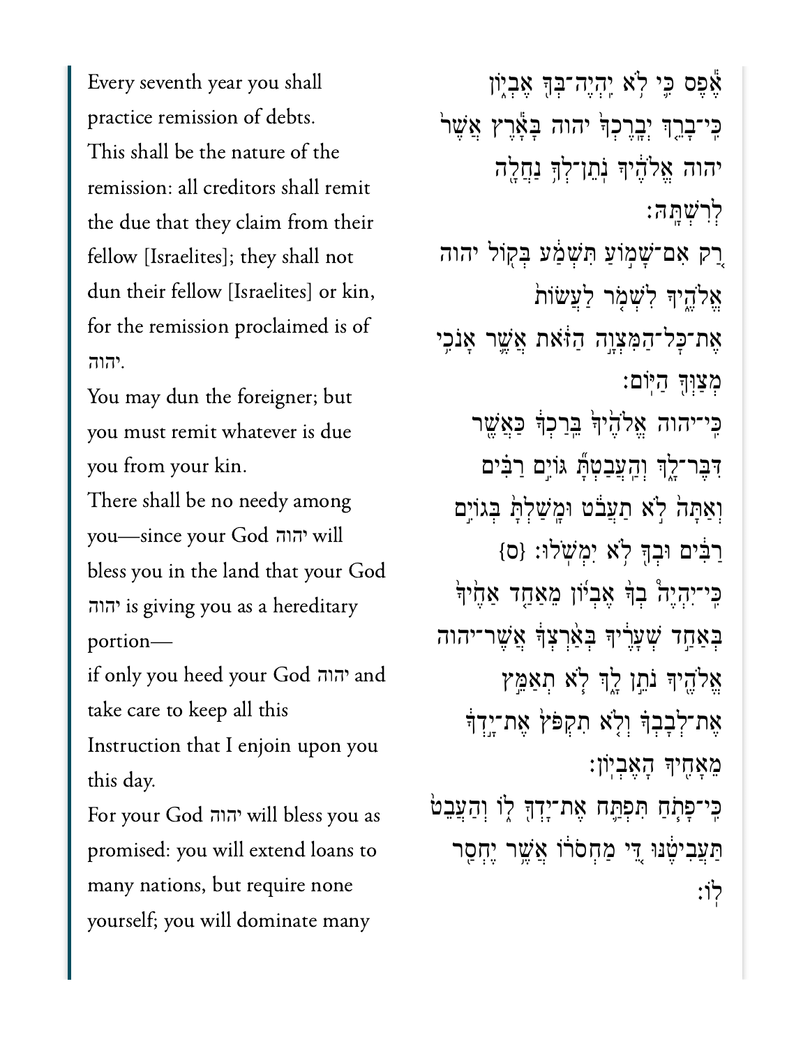Every seventh year you shall practice remission of debts.

This shall be the nature of the remission: all creditors shall remit the due that they claim from their fellow [Israelites]; they shall not dun their fellow [Israelites] or kin, for the remission proclaimed is of יהוה.

You may dun the foreigner; but you must remit whatever is due you from your kin.

There shall be no needy among you—since your God יהוה will bless you in the land that your God יהוה is giving you as a hereditary portion—

if only you heed your God יהוה and take care to keep all this Instruction that I enjoin upon you this day.

For your God יהוה will bless you as promised: you will extend loans to many nations, but require none yourself; you will dominate many

אֶ֕פֶס כִּ֛י לֹ֥א יִֽהְיֶה־בְּךָ֖ אֶבְי֑וֹן כִּֽי־בָרֵ֤ךְ יְבָֽרֶכְךָ֙ יהוה בָּאָ֕רֶץ אֲשֶׁר֙ יהוה אֱלֹהֶ֔יךָ נֹֽתֵן־לְךָ֥ נַחֲלָ֖ה לְרִשְׁתָּֽהּ׃

רַ֚ק אִם־שָׁמ֣וֹעַ תִּשְׁמַ֔ע בְּק֖וֹל יהוה אֱלֹהֶ֑יךָ לִשְׁמֹ֤ר לַעֲשׂוֹת֙ אֶת־כׇּל־הַמִּצְוָ֣ה הַזֹּ֔את אֲשֶׁ֛ר אָנֹכִ֥י מְצַוְּךָ֖ הַיּֽוֹם׃

כִּֽי־יהוה אֱלֹהֶ֙יךָ֙ בֵּֽרַכְךָ֔ כַּאֲשֶׁ֖ר דִּבֶּר־לָ֑ךְ וְהַעֲבַטְתָּ֞ גּוֹיִ֣ם רַבִּ֗ים וְאַתָּה֙ לֹ֣א תַעֲבֹ֔ט וּמָֽשַׁלְתָּ֙ בְּגוֹיִ֣ם רַבִּ֔ים וּבְךָ֖ לֹ֥א יִמְשֹֽׁלוּ׃ {ס}

כִּֽי־יִהְיֶ֨ה בְךָ֜ אֶבְי֗וֹן מֵאַחַ֤ד אַחֶ֙יךָ֙ בְּאַחַ֣ד שְׁעָרֶ֔יךָ בְּאַ֨רְצְךָ֔ אֲשֶׁר־יהוה אֱלֹהֶ֖יךָ נֹתֵ֣ן לָ֑ךְ לֹ֧א תְאַמֵּ֣ץ אֶת־לְבָבְךָ֗ וְלֹ֤א תִקְפֹּץ֙ אֶת־יָ֣דְךָ֔ מֵאָחִ֖יךָ הָאֶבְיֽוֹן׃

כִּֽי־פָתֹ֧חַ תִּפְתַּ֛ח אֶת־יָדְךָ֖ ל֑וֹ וְהַעֲבֵט֙ תַּעֲבִיטֶ֔נּוּ דֵּ֚י מַחְסֹר֔וֹ אֲשֶׁ֥ר יֶחְסַ֖ר לֽוֹ׃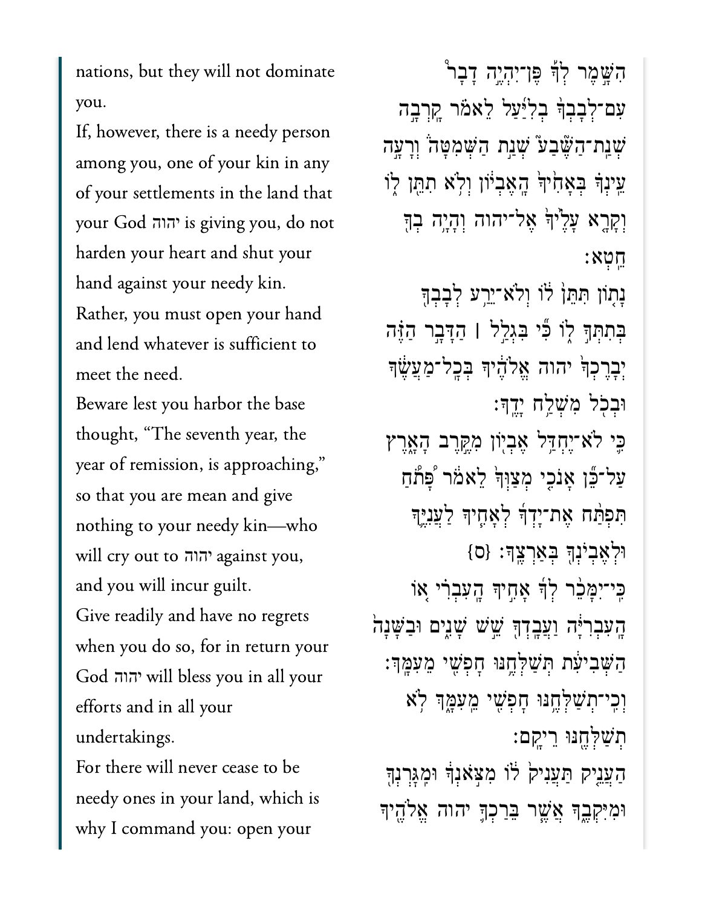nations, but they will not dominate you.

If, however, there is a needy person among you, one of your kin in any of your settlements in the land that your God יהוה is giving you, do not harden your heart and shut your hand against your needy kin.

Rather, you must open your hand and lend whatever is sufficient to meet the need.

Beware lest you harbor the base thought, "The seventh year, the year of remission, is approaching," so that you are mean and give nothing to your needy kin—who will cry out to יהוה against you, and you will incur guilt.

Give readily and have no regrets when you do so, for in return your God יהוה will bless you in all your efforts and in all your undertakings.

For there will never cease to be needy ones in your land, which is why I command you: open your

הִשָּׁ֣מֶר לְךָ֡ פֶּן־יִהְיֶ֣ה דָבָר֩ עִם־לְבָבְךָ֨ בְלִיַּ֜עַל לֵאמֹ֗ר קָֽרְבָ֣ה שְׁנַֽת־הַשֶּׁבַע֮ שְׁנַ֣ת הַשְּׁמִטָּה֒ וְרָעָ֣ה עֵֽינְךָ֗ בְּאָחִ֙יךָ֙ הָֽאֶבְי֔וֹן וְלֹ֥א תִתֵּ֖ן ל֑וֹ וְקָרָ֤א עָלֶ֙יךָ֙ אֶל־יהוה וְהָיָ֥ה בְךָ֖ חֵֽטְא׃

נָת֤וֹן תִּתֵּן֙ ל֔וֹ וְלֹא־יֵרַ֥ע לְבָבְךָ֖ בְּתִתְּךָ֣ ל֑וֹ כִּ֞י בִּגְלַ֣ל ׀ הַדָּבָ֣ר הַזֶּ֗ה יְבָרֶכְךָ֙ יהוה אֱלֹהֶ֔יךָ בְּכָֽל־מַעֲשֶׂ֔ךָ וּבְכֹ֖ל מִשְׁלַ֥ח יָדֶֽךָ׃

כִּ֛י לֹא־יֶחְדַּ֥ל אֶבְי֖וֹן מִקֶּ֣רֶב הָאָ֑רֶץ עַל־כֵּ֞ן אָנֹכִ֤י מְצַוְּךָ֙ לֵאמֹ֔ר פָּ֠תֹחַ תִּפְתַּ֨ח אֶת־יָדְךָ֜ לְאָחִ֧יךָ לַעֲנִיֶּ֛ךָ וּלְאֶבְיֹנְךָ֖ בְּאַרְצֶֽךָ׃ {ס}

כִּֽי־יִמָּכֵ֨ר לְךָ֜ אָחִ֣יךָ הָֽעִבְרִ֗י א֚וֹ הָֽעִבְרִיָּ֔ה וַעֲבָֽדְךָ֖ שֵׁ֣שׁ שָׁנִ֑ים וּבַשָּׁנָה֙ הַשְּׁבִיעִ֔ת תְּשַׁלְּחֶ֥נּוּ חָפְשִׁ֖י מֵעִמָּֽךְ׃

וְכִֽי־תְשַׁלְּחֶ֥נּוּ חָפְשִׁ֖י מֵעִמָּ֑ךְ לֹ֥א תְשַׁלְּחֶ֖נּוּ רֵיקָֽם׃

הַעֲנֵ֤יק תַּעֲנִיק֙ ל֔וֹ מִצֹּ֣אנְךָ֔ וּמִגָּרְנְךָ֖ וּמִיִּקְבֶ֑ךָ אֲשֶׁ֧ר בֵּרַכְךָ֛ יהוה אֱלֹהֶ֖יךָ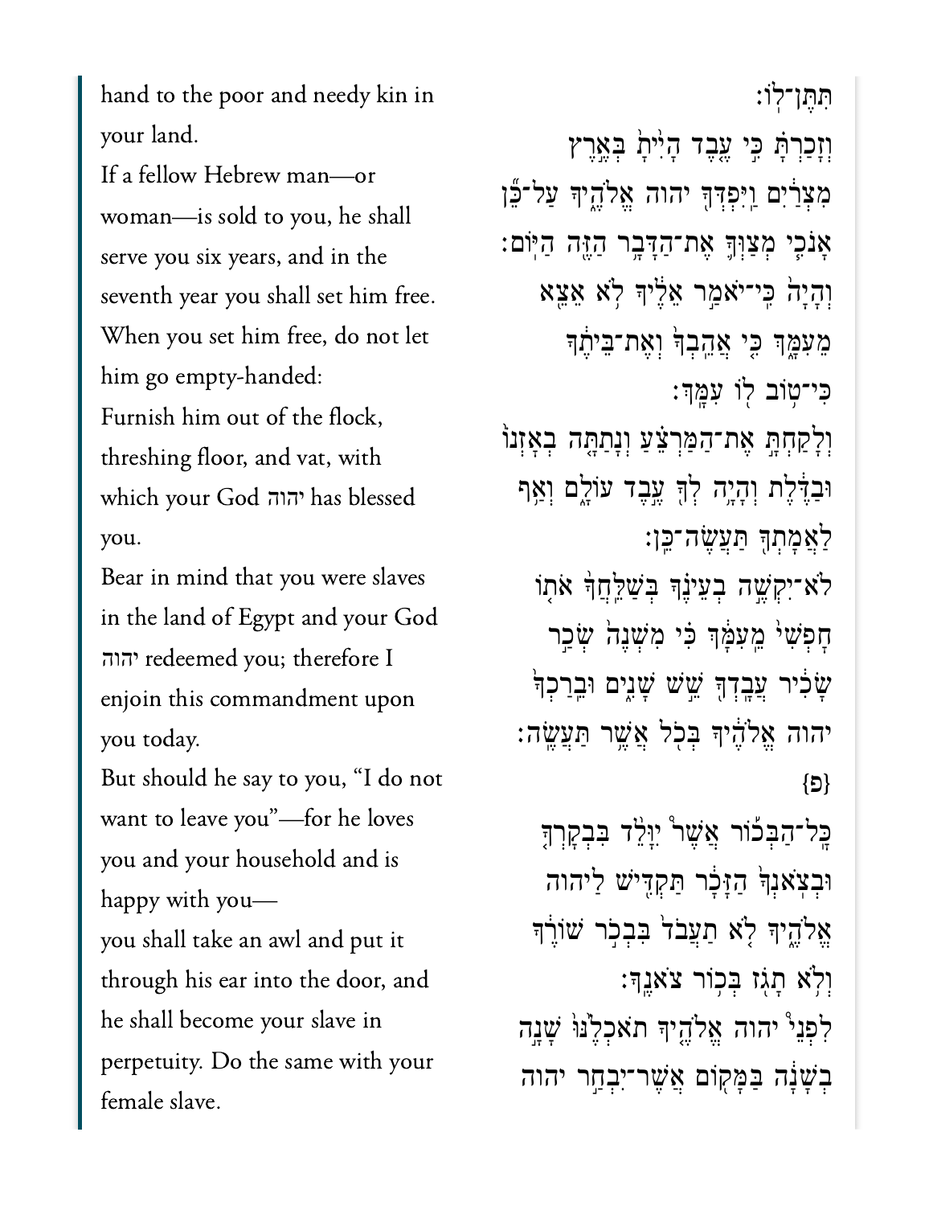hand to the poor and needy kin in your land.

If a fellow Hebrew man—or woman—is sold to you, he shall serve you six years, and in the seventh year you shall set him free.

When you set him free, do not let him go empty-handed:

Furnish him out of the flock, threshing floor, and vat, with which your God יהוה has blessed you.

Bear in mind that you were slaves in the land of Egypt and your God יהוה redeemed you; therefore I enjoin this commandment upon you today.

But should he say to you, "I do not want to leave you"—for he loves you and your household and is happy with you—

you shall take an awl and put it through his ear into the door, and he shall become your slave in perpetuity. Do the same with your female slave.

תִּתֶּן־לֽוֹ׃

וְזָכַרְתָּ֗ כִּ֣י עֶ֤בֶד הָיִ֙יתָ֙ בְּאֶ֣רֶץ מִצְרַ֔יִם וַֽיִּפְדְּךָ֖ יהוה אֱלֹהֶ֑יךָ עַל־כֵּ֞ן אָנֹכִ֧י מְצַוְּךָ֛ אֶת־הַדָּבָ֥ר הַזֶּ֖ה הַיּֽוֹם׃

וְהָיָה֙ כִּֽי־יֹאמַ֣ר אֵלֶ֔יךָ לֹ֥א אֵצֵ֖א מֵעִמָּ֑ךְ כִּ֤י אֲהֵֽבְךָ֙ וְאֶת־בֵּיתֶ֔ךָ כִּי־ט֥וֹב ל֖וֹ עִמָּֽךְ׃

וְלָקַחְתָּ֣ אֶת־הַמַּרְצֵ֗עַ וְנָתַתָּ֤ה בְאָזְנוֹ֙ וּבַדֶּ֔לֶת וְהָיָ֥ה לְךָ֖ עֶ֣בֶד עוֹלָ֑ם וְאַ֥ף לַאֲמָתְךָ֖ תַּעֲשֶׂה־כֵּֽן׃

לֹא־יִקְשֶׁ֣ה בְעֵינֶ֗ךָ בְּשַׁלֵּֽחֲךָ֙ אֹת֤וֹ חָפְשִׁי֙ מֵֽעִמָּ֔ךְ כִּ֗י מִשְׁנֶה֙ שְׂכַ֣ר שָׂכִ֔יר עֲבָֽדְךָ֖ שֵׁ֣שׁ שָׁנִ֑ים וּבֵֽרַכְךָ֙ יהוה אֱלֹהֶ֔יךָ בְּכֹ֖ל אֲשֶׁ֥ר תַּעֲשֶֽׂה׃ {פ}

כָּֽל־הַבְּכ֡וֹר אֲשֶׁ֣ר יִוָּלֵ֩ד בִּבְקָרְךָ֙ וּבְצֹֽאנְךָ֔ הַזָּכָ֕ר תַּקְדִּ֖ישׁ לַיהוה אֱלֹהֶ֑יךָ לֹ֤א תַעֲבֹד֙ בִּבְכֹ֣ר שׁוֹרֶ֔ךָ וְלֹ֥א תָגֹ֖ז בְּכ֥וֹר צֹאנֶֽךָ׃

לִפְנֵי֩ יהוה אֱלֹהֶ֨יךָ תֹאכְלֶ֜נּוּ שָׁנָ֣ה בְשָׁנָ֗ה בַּמָּק֛וֹם אֲשֶׁר־יִבְחַ֥ר יהוה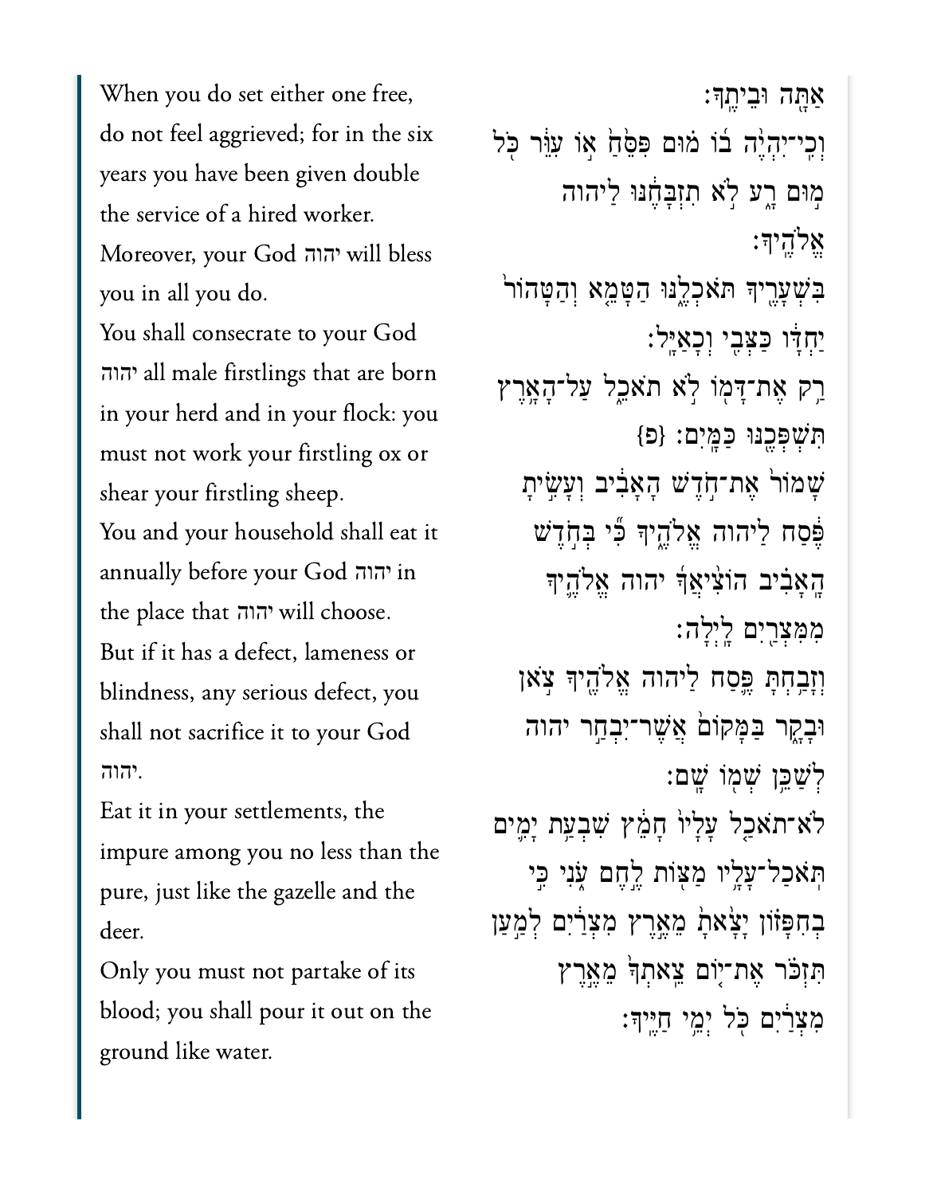When you do set either one free, do not feel aggrieved; for in the six years you have been given double the service of a hired worker. Moreover, your God יהוה will bless you in all you do.

You shall consecrate to your God יהוה all male firstlings that are born in your herd and in your flock: you must not work your firstling ox or shear your firstling sheep.

You and your household shall eat it annually before your God יהוה in the place that יהוה will choose.

But if it has a defect, lameness or blindness, any serious defect, you shall not sacrifice it to your God יהוה.

Eat it in your settlements, the impure among you no less than the pure, just like the gazelle and the deer.

Only you must not partake of its blood; you shall pour it out on the ground like water.

אַתָּ֥ה וּבֵיתֶֽךָ׃

וְכִֽי־יִהְיֶ֨ה ב֜וֹ מ֗וּם פִּסֵּ֙חַ֙ א֣וֹ עִוֵּ֔ר כֹּ֖ל מ֣וּם רָ֑ע לֹ֣א תִזְבָּחֶ֔נּוּ לַיהוה אֱלֹהֶֽיךָ׃

בִּשְׁעָרֶ֖יךָ תֹּאכְלֶ֑נּוּ הַטָּמֵ֤א וְהַטָּהוֹר֙ יַחְדָּ֔ו כַּצְּבִ֖י וְכָאַיָּֽל׃

רַ֥ק אֶת־דָּמ֖וֹ לֹ֣א תֹאכֵ֑ל עַל־הָאָ֥רֶץ תִּשְׁפְּכֶ֖נּוּ כַּמָּֽיִם׃ {פ}

שָׁמוֹר֙ אֶת־חֹ֣דֶשׁ הָֽאָבִ֔יב וְעָשִׂ֣יתָ פֶּ֔סַח לַיהוה אֱלֹהֶ֑יךָ כִּ֞י בְּחֹ֣דֶשׁ הָֽאָבִ֗יב הוֹצִ֨יאֲךָ֜ יהוה אֱלֹהֶ֛יךָ מִמִּצְרַ֖יִם לָֽיְלָה׃

וְזָבַ֥חְתָּ פֶּ֛סַח לַיהוה אֱלֹהֶ֖יךָ צֹ֣אן וּבָקָ֑ר בַּמָּקוֹם֙ אֲשֶׁר־יִבְחַ֣ר יהוה לְשַׁכֵּ֥ן שְׁמ֖וֹ שָֽׁם׃

לֹא־תֹאכַ֤ל עָלָיו֙ חָמֵ֔ץ שִׁבְעַ֥ת יָמִ֛ים תֹּֽאכַל־עָלָ֥יו מַצּ֖וֹת לֶ֣חֶם עֹ֑נִי כִּ֣י בְחִפָּז֗וֹן יָצָ֙אתָ֙ מֵאֶ֣רֶץ מִצְרַ֔יִם לְמַ֣עַן תִּזְכֹּ֗ר אֶת־י֤וֹם צֵֽאתְךָ֙ מֵאֶ֣רֶץ מִצְרַ֔יִם כֹּ֖ל יְמֵ֥י חַיֶּֽיךָ׃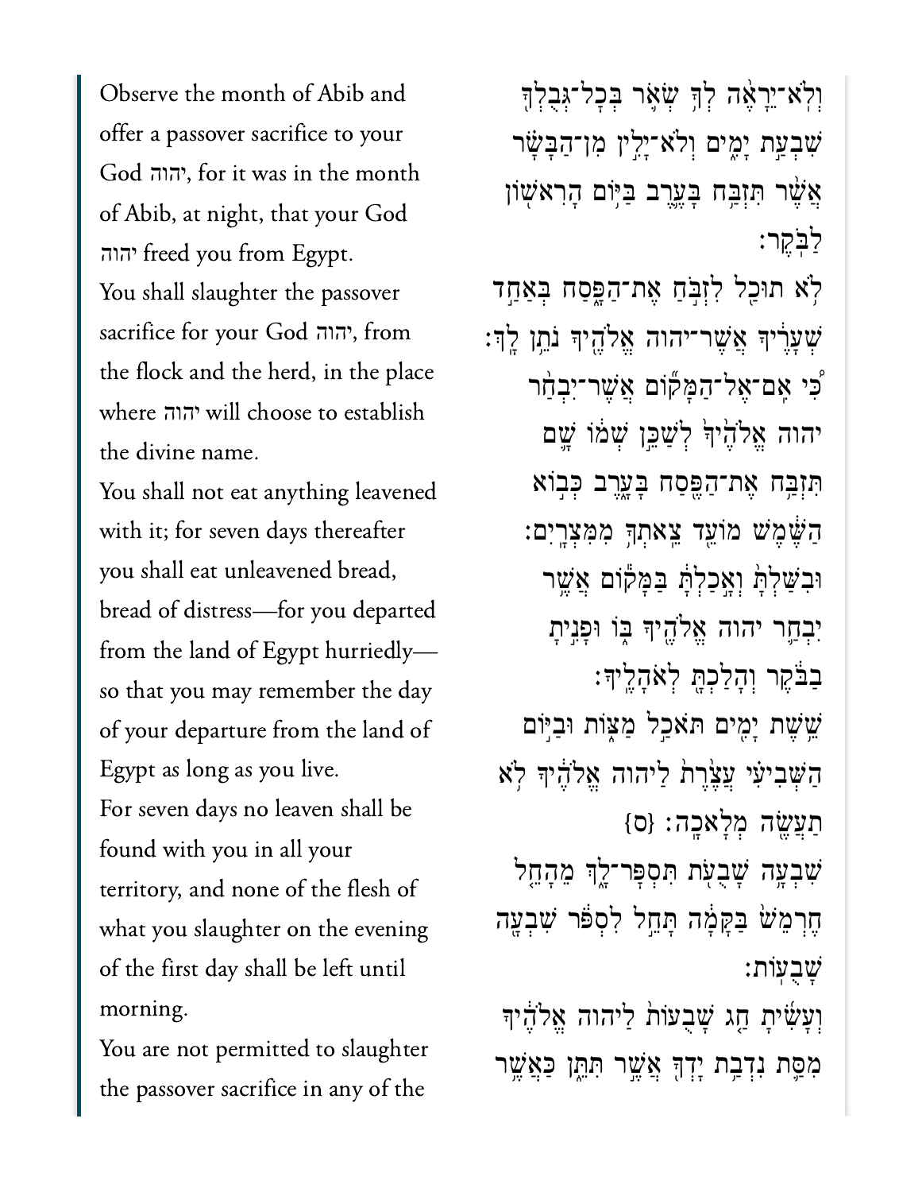Observe the month of Abib and offer a passover sacrifice to your God יהוה, for it was in the month of Abib, at night, that your God יהוה freed you from Egypt.

You shall slaughter the passover sacrifice for your God יהוה, from the flock and the herd, in the place where יהוה will choose to establish the divine name.

You shall not eat anything leavened with it; for seven days thereafter you shall eat unleavened bread, bread of distress—for you departed from the land of Egypt hurriedly—so that you may remember the day of your departure from the land of Egypt as long as you live.

For seven days no leaven shall be found with you in all your territory, and none of the flesh of what you slaughter on the evening of the first day shall be left until morning.

You are not permitted to slaughter the passover sacrifice in any of the

וְלֹא־יֵרָאֶה לְךָ שְׂאֹר בְּכָל־גְּבֻלְךָ שִׁבְעַת יָמִים וְלֹא־יָלִין מִן־הַבָּשָׂר אֲשֶׁר תִּזְבַּח בָּעֶרֶב בַּיּוֹם הָרִאשׁוֹן לַבֹּקֶר׃

לֹא תוּכַל לִזְבֹּחַ אֶת־הַפָּסַח בְּאַחַד שְׁעָרֶיךָ אֲשֶׁר־יהוה אֱלֹהֶיךָ נֹתֵן לָךְ׃

כִּי אִם־אֶל־הַמָּקוֹם אֲשֶׁר־יִבְחַר יהוה אֱלֹהֶיךָ לְשַׁכֵּן שְׁמוֹ שָׁם תִּזְבַּח אֶת־הַפֶּסַח בָּעָרֶב כְּבוֹא הַשֶּׁמֶשׁ מוֹעֵד צֵאתְךָ מִמִּצְרָיִם׃

וּבִשַּׁלְתָּ וְאָכַלְתָּ בַּמָּקוֹם אֲשֶׁר יִבְחַר יהוה אֱלֹהֶיךָ בּוֹ וּפָנִיתָ בַבֹּקֶר וְהָלַכְתָּ לְאֹהָלֶיךָ׃

שֵׁשֶׁת יָמִים תֹּאכַל מַצּוֹת וּבַיּוֹם הַשְּׁבִיעִי עֲצֶרֶת לַיהוה אֱלֹהֶיךָ לֹא תַעֲשֶׂה מְלָאכָה׃ {ס}

שִׁבְעָה שָׁבֻעֹת תִּסְפָּר־לָךְ מֵהָחֵל חֶרְמֵשׁ בַּקָּמָה תָּחֵל לִסְפֹּר שִׁבְעָה שָׁבֻעוֹת׃

וְעָשִׂיתָ חַג שָׁבֻעוֹת לַיהוה אֱלֹהֶיךָ מִסַּת נִדְבַת יָדְךָ אֲשֶׁר תִּתֵּן כַּאֲשֶׁר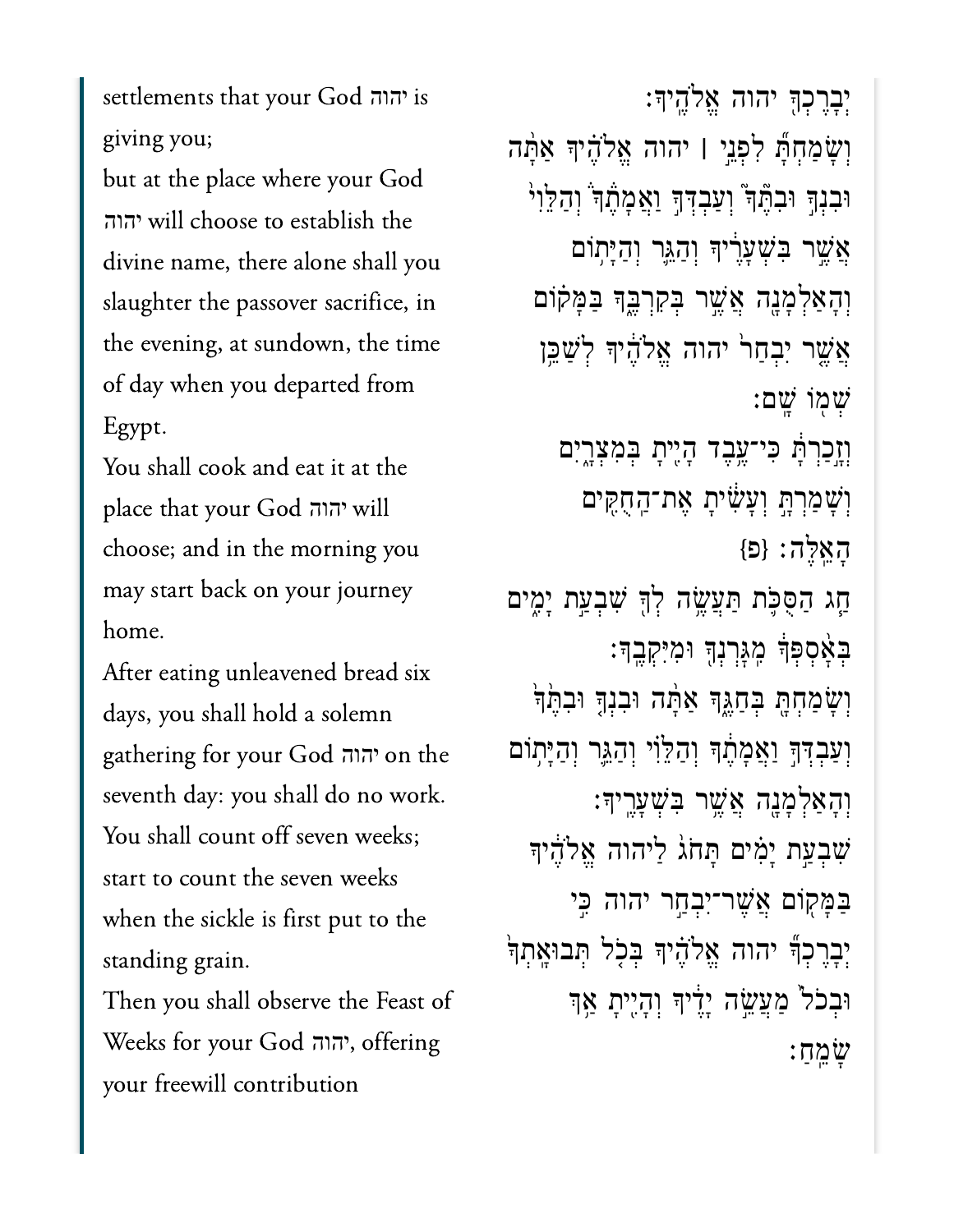settlements that your God יהוה is giving you;

but at the place where your God יהוה will choose to establish the divine name, there alone shall you slaughter the passover sacrifice, in the evening, at sundown, the time of day when you departed from Egypt.

You shall cook and eat it at the place that your God יהוה will choose; and in the morning you may start back on your journey home.

After eating unleavened bread six days, you shall hold a solemn gathering for your God יהוה on the seventh day: you shall do no work.

You shall count off seven weeks; start to count the seven weeks when the sickle is first put to the standing grain.

Then you shall observe the Feast of Weeks for your God יהוה, offering your freewill contribution

יְבָרֶכְךָ יהוה אֱלֹהֶיךָ׃

וְשָׂמַחְתָּ֞ לִפְנֵ֣י ׀ יהוה אֱלֹהֶ֗יךָ אַתָּ֨ה וּבִנְךָ֣ וּבִתֶּךָ֮ וְעַבְדְּךָ֣ וַאֲמָתֶךָ֒ וְהַלֵּוִי֙ אֲשֶׁ֣ר בִּשְׁעָרֶ֔יךָ וְהַגֵּ֛ר וְהַיָּת֥וֹם וְהָאַלְמָנָ֖ה אֲשֶׁ֣ר בְּקִרְבֶּ֑ךָ בַּמָּק֗וֹם אֲשֶׁ֤ר יִבְחַר֙ יהוה אֱלֹהֶ֔יךָ לְשַׁכֵּ֥ן שְׁמ֖וֹ שָֽׁם׃

וְזָ֣כַרְתָּ֔ כִּי־עֶ֥בֶד הָיִ֖יתָ בְּמִצְרָ֑יִם וְשָׁמַרְתָּ֣ וְעָשִׂ֔יתָ אֶת־הַחֻקִּ֖ים הָאֵֽלֶּה׃ {פ}

חַ֧ג הַסֻּכֹּ֛ת תַּעֲשֶׂ֥ה לְךָ֖ שִׁבְעַ֣ת יָמִ֑ים בְּאָ֨סְפְּךָ֔ מִגָּרְנְךָ֖ וּמִיִּקְבֶֽךָ׃

וְשָׂמַחְתָּ֖ בְּחַגֶּ֑ךָ אַתָּ֨ה וּבִנְךָ֤ וּבִתֶּ֙ךָ֙ וְעַבְדְּךָ֣ וַאֲמָתֶ֔ךָ וְהַלֵּוִ֗י וְהַגֵּ֛ר וְהַיָּת֥וֹם וְהָאַלְמָנָ֖ה אֲשֶׁ֥ר בִּשְׁעָרֶֽיךָ׃

שִׁבְעַ֣ת יָמִ֗ים תָּחֹג֙ לַיהוה אֱלֹהֶ֔יךָ בַּמָּק֖וֹם אֲשֶׁר־יִבְחַ֣ר יהוה כִּ֣י יְבָרֶכְךָ֞ יהוה אֱלֹהֶ֗יךָ בְּכֹ֤ל תְּבוּאָֽתְךָ֙ וּבְכֹל֙ מַעֲשֵׂ֣ה יָדֶ֔יךָ וְהָיִ֖יתָ אַ֥ךְ שָׂמֵֽחַ׃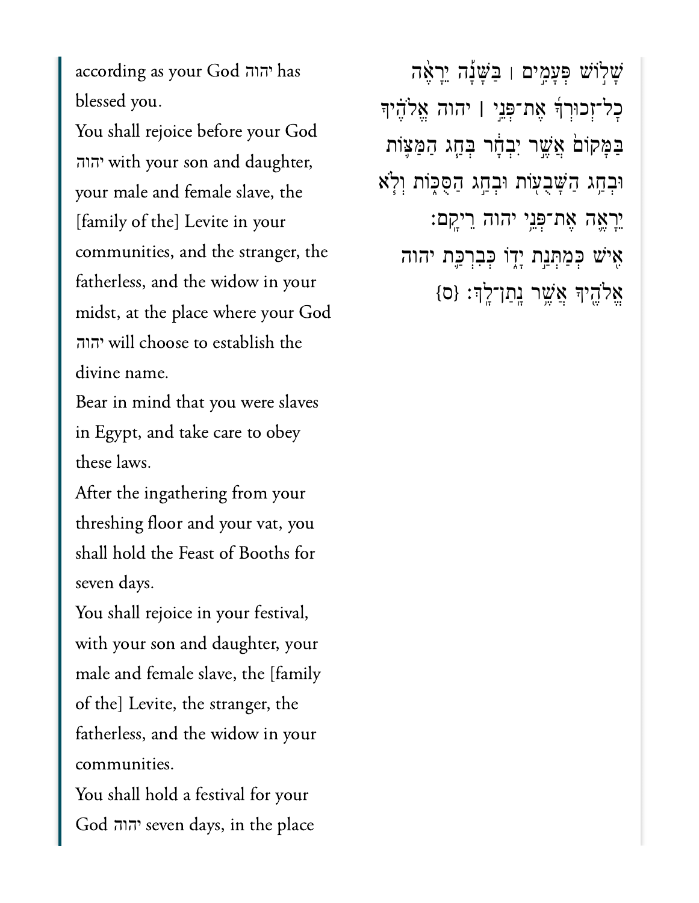according as your God יהוה has blessed you.

You shall rejoice before your God יהוה with your son and daughter, your male and female slave, the [family of the] Levite in your communities, and the stranger, the fatherless, and the widow in your midst, at the place where your God יהוה will choose to establish the divine name.

Bear in mind that you were slaves in Egypt, and take care to obey these laws.

After the ingathering from your threshing floor and your vat, you shall hold the Feast of Booths for seven days.

You shall rejoice in your festival, with your son and daughter, your male and female slave, the [family of the] Levite, the stranger, the fatherless, and the widow in your communities.

You shall hold a festival for your God יהוה seven days, in the place

שָׁל֣וֹשׁ פְּעָמִ֣ים ׀ בַּשָּׁנָ֡ה יֵרָאֶ֨ה כׇל־זְכוּרְךָ֜ אֶת־פְּנֵ֣י ׀ יהוה אֱלֹהֶ֗יךָ בַּמָּקוֹם֙ אֲשֶׁ֣ר יִבְחָ֔ר בְּחַ֧ג הַמַּצּ֛וֹת וּבְחַ֥ג הַשָּׁבֻע֖וֹת וּבְחַ֣ג הַסֻּכּ֑וֹת וְלֹ֧א יֵרָאֶ֛ה אֶת־פְּנֵ֥י יהוה רֵיקָֽם׃

אִ֖ישׁ כְּמַתְּנַ֣ת יָד֑וֹ כְּבִרְכַּ֛ת יהוה אֱלֹהֶ֖יךָ אֲשֶׁ֥ר נָתַן־לָֽךְ׃ {ס}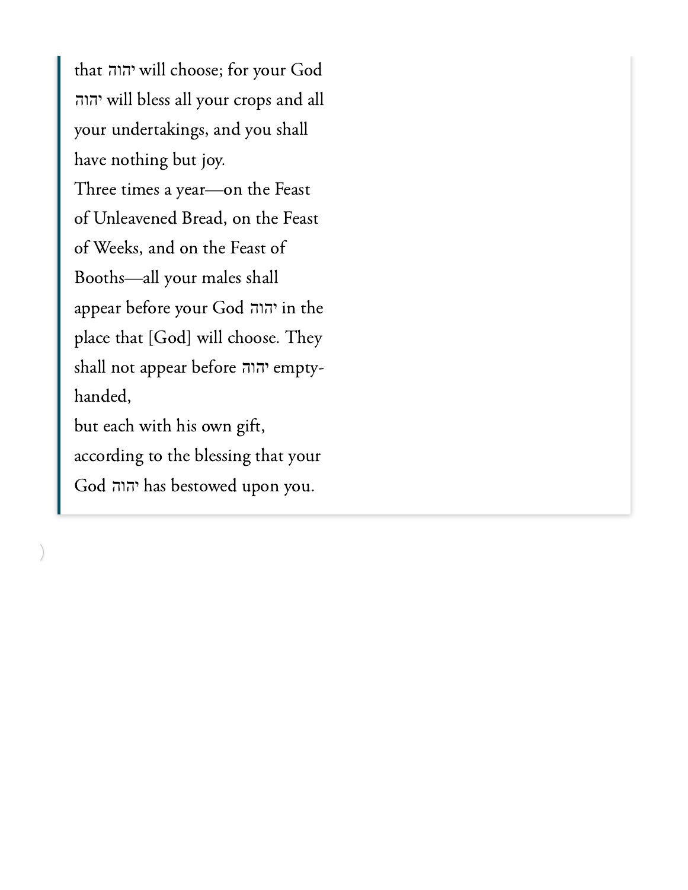that יהוה will choose; for your God יהוה will bless all your crops and all your undertakings, and you shall have nothing but joy.

Three times a year—on the Feast of Unleavened Bread, on the Feast of Weeks, and on the Feast of Booths—all your males shall appear before your God יהוה in the place that [God] will choose. They shall not appear before יהוה empty-handed,

but each with his own gift, according to the blessing that your God יהוה has bestowed upon you.